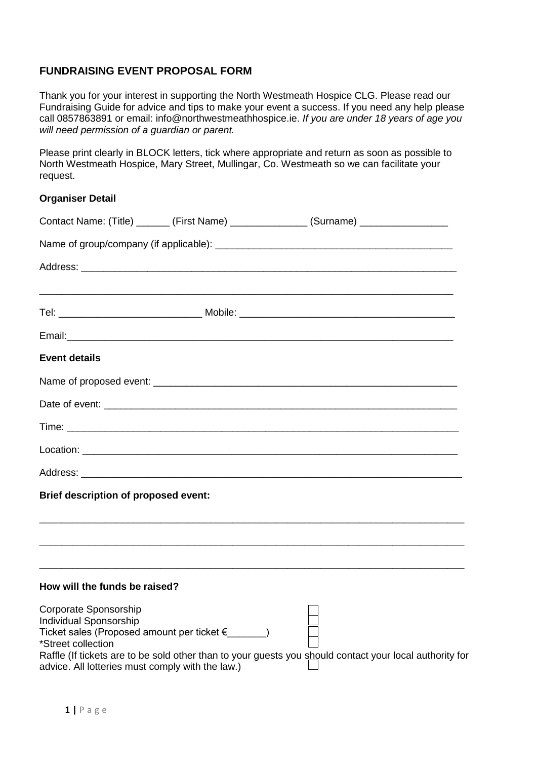## FUNDRAISING EVENT PROPOSAL FORM

Thank you for your interest in supporting the North Westmeath Hospice CLG. Please read our Fundraising Guide for advice and tips to make your event a success. If you need any help please call 0857863891 or email: info@northwestmeathhospice.ie. *If you are under 18 years of age you will need permission of a guardian or parent.*

Please print clearly in BLOCK letters, tick where appropriate and return as soon as possible to North Westmeath Hospice, Mary Street, Mullingar, Co. Westmeath so we can facilitate your request.

**Organiser Detail**

Contact Name: (Title) ______ (First Name) ______________ (Surname) ________________

Name of group/company (if applicable): ____________________________________________

Address: _________________________________________________________________________

_________________________________________________________________________________

Tel: __________________________ Mobile: ________________________________________

Email:___________________________________________________________________________

**Event details**

Name of proposed event: _______________________________________________________

Date of event: _________________________________________________________________

Time: ___________________________________________________________________________

Location: _______________________________________________________________________

Address: ________________________________________________________________________

**Brief description of proposed event:**

_________________________________________________________________________________

_________________________________________________________________________________

_________________________________________________________________________________

**How will the funds be raised?**

Corporate Sponsorship ☐
Individual Sponsorship ☐
Ticket sales (Proposed amount per ticket €_______) ☐
*Street collection ☐
Raffle (If tickets are to be sold other than to your guests you should contact your local authority for advice. All lotteries must comply with the law.) ☐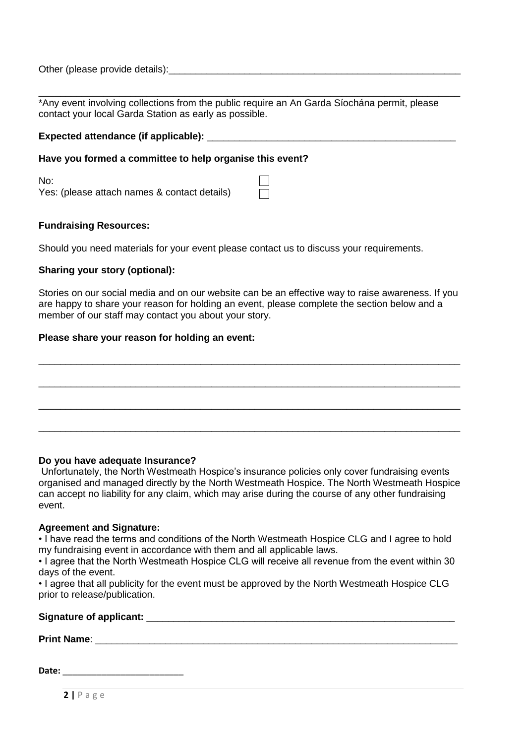Other (please provide details):\_\_\_\_\_\_\_\_\_\_\_\_\_\_\_\_\_\_\_\_\_\_\_\_\_\_\_\_\_\_\_\_\_\_\_\_\_\_\_\_\_\_\_\_\_\_\_\_\_\_\_\_\_\_\_

\_\_\_\_\_\_\_\_\_\_\_\_\_\_\_\_\_\_\_\_\_\_\_\_\_\_\_\_\_\_\_\_\_\_\_\_\_\_\_\_\_\_\_\_\_\_\_\_\_\_\_\_\_\_\_\_\_\_\_\_\_\_\_\_\_\_\_\_\_\_\_\_\_\_\_\_\_\_

*Any event involving collections from the public require an An Garda Síochána permit, please contact your local Garda Station as early as possible.

**Expected attendance (if applicable):** \_\_\_\_\_\_\_\_\_\_\_\_\_\_\_\_\_\_\_\_\_\_\_\_\_\_\_\_\_\_\_\_\_\_\_\_\_\_\_\_\_\_\_\_\_\_

**Have you formed a committee to help organise this event?**

No: ☐

Yes: (please attach names & contact details) ☐

**Fundraising Resources:**

Should you need materials for your event please contact us to discuss your requirements.

**Sharing your story (optional):**

Stories on our social media and on our website can be an effective way to raise awareness. If you are happy to share your reason for holding an event, please complete the section below and a member of our staff may contact you about your story.

**Please share your reason for holding an event:**

\_\_\_\_\_\_\_\_\_\_\_\_\_\_\_\_\_\_\_\_\_\_\_\_\_\_\_\_\_\_\_\_\_\_\_\_\_\_\_\_\_\_\_\_\_\_\_\_\_\_\_\_\_\_\_\_\_\_\_\_\_\_\_\_\_\_\_\_\_\_\_\_\_\_\_\_\_\_

\_\_\_\_\_\_\_\_\_\_\_\_\_\_\_\_\_\_\_\_\_\_\_\_\_\_\_\_\_\_\_\_\_\_\_\_\_\_\_\_\_\_\_\_\_\_\_\_\_\_\_\_\_\_\_\_\_\_\_\_\_\_\_\_\_\_\_\_\_\_\_\_\_\_\_\_\_\_

\_\_\_\_\_\_\_\_\_\_\_\_\_\_\_\_\_\_\_\_\_\_\_\_\_\_\_\_\_\_\_\_\_\_\_\_\_\_\_\_\_\_\_\_\_\_\_\_\_\_\_\_\_\_\_\_\_\_\_\_\_\_\_\_\_\_\_\_\_\_\_\_\_\_\_\_\_\_

\_\_\_\_\_\_\_\_\_\_\_\_\_\_\_\_\_\_\_\_\_\_\_\_\_\_\_\_\_\_\_\_\_\_\_\_\_\_\_\_\_\_\_\_\_\_\_\_\_\_\_\_\_\_\_\_\_\_\_\_\_\_\_\_\_\_\_\_\_\_\_\_\_\_\_\_\_\_

**Do you have adequate Insurance?**

Unfortunately, the North Westmeath Hospice's insurance policies only cover fundraising events organised and managed directly by the North Westmeath Hospice. The North Westmeath Hospice can accept no liability for any claim, which may arise during the course of any other fundraising event.

**Agreement and Signature:**

- I have read the terms and conditions of the North Westmeath Hospice CLG and I agree to hold my fundraising event in accordance with them and all applicable laws.
- I agree that the North Westmeath Hospice CLG will receive all revenue from the event within 30 days of the event.
- I agree that all publicity for the event must be approved by the North Westmeath Hospice CLG prior to release/publication.

**Signature of applicant:** \_\_\_\_\_\_\_\_\_\_\_\_\_\_\_\_\_\_\_\_\_\_\_\_\_\_\_\_\_\_\_\_\_\_\_\_\_\_\_\_\_\_\_\_\_\_\_\_\_\_\_\_\_\_\_\_\_\_\_\_

**Print Name**: \_\_\_\_\_\_\_\_\_\_\_\_\_\_\_\_\_\_\_\_\_\_\_\_\_\_\_\_\_\_\_\_\_\_\_\_\_\_\_\_\_\_\_\_\_\_\_\_\_\_\_\_\_\_\_\_\_\_\_\_\_\_\_\_\_\_\_\_

**Date:** \_\_\_\_\_\_\_\_\_\_\_\_\_\_\_\_\_\_\_\_\_\_\_\_\_